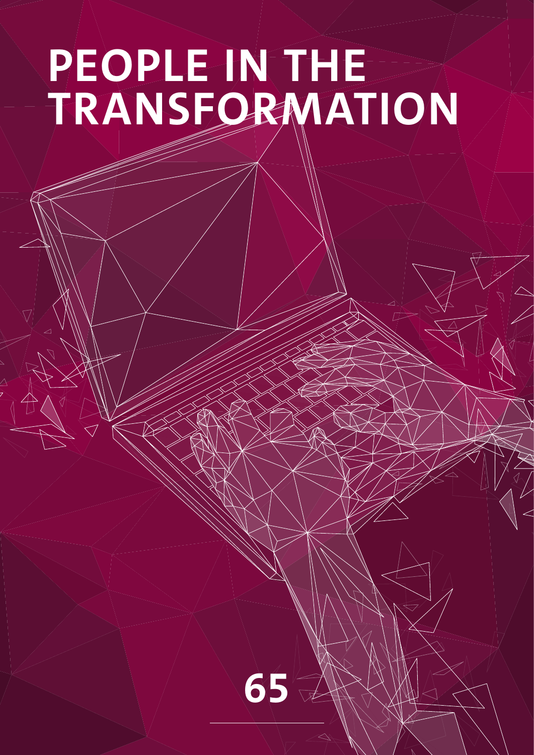# PEOPLE IN THE TRANSFORMATION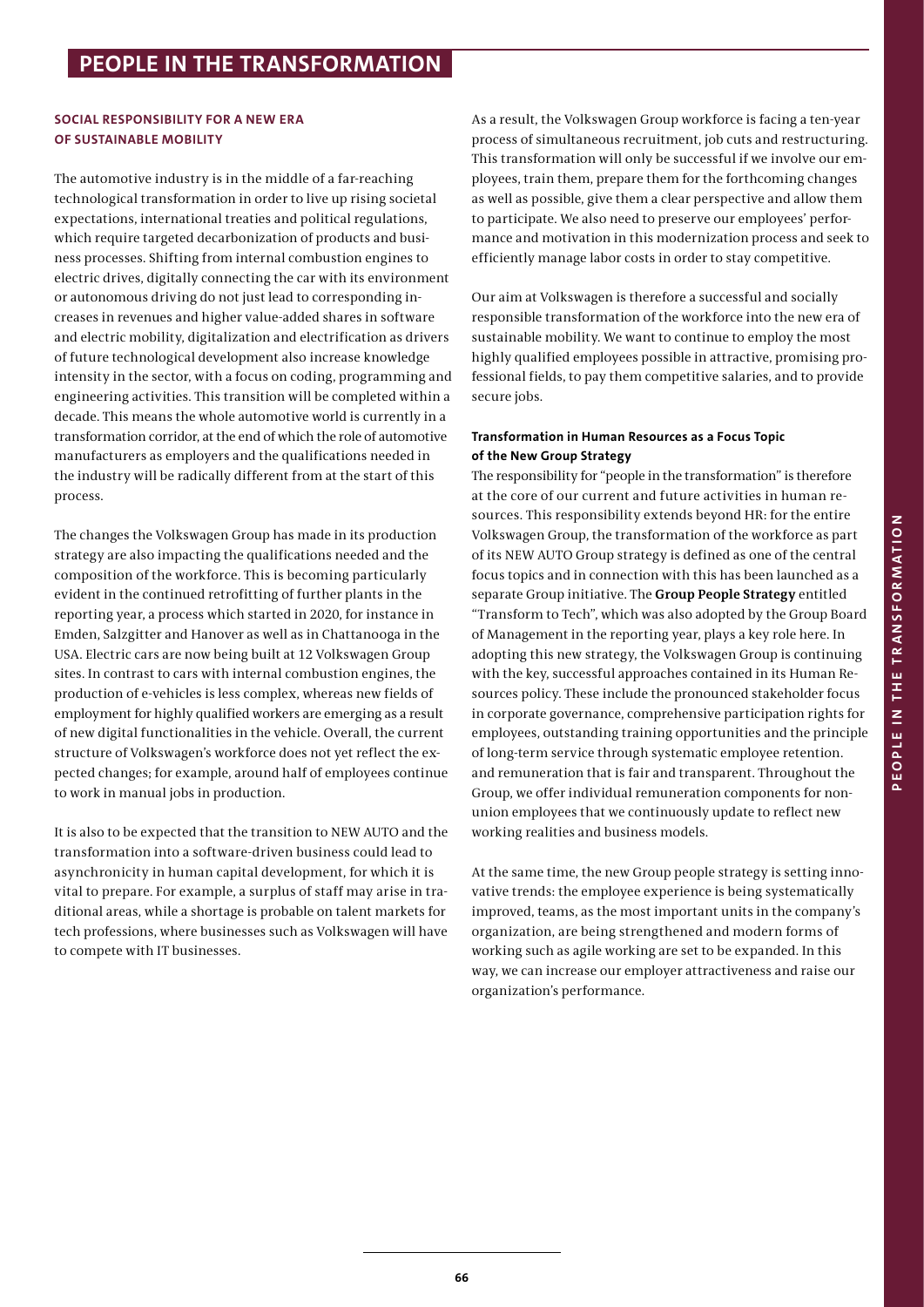# PEOPLE IN THE TRANSFORMATION

## SOCIAL RESPONSIBILITY FOR A NEW ERA OF SUSTAINABLE MOBILITY

The automotive industry is in the middle of a far-reaching technological transformation in order to live up rising societal expectations, international treaties and political regulations, which require targeted decarbonization of products and business processes. Shifting from internal combustion engines to electric drives, digitally connecting the car with its environment or autonomous driving do not just lead to corresponding increases in revenues and higher value-added shares in software and electric mobility, digitalization and electrification as drivers of future technological development also increase knowledge intensity in the sector, with a focus on coding, programming and engineering activities. This transition will be completed within a decade. This means the whole automotive world is currently in a transformation corridor, at the end of which the role of automotive manufacturers as employers and the qualifications needed in the industry will be radically different from at the start of this process.

The changes the Volkswagen Group has made in its production strategy are also impacting the qualifications needed and the composition of the workforce. This is becoming particularly evident in the continued retrofitting of further plants in the reporting year, a process which started in 2020, for instance in Emden, Salzgitter and Hanover as well as in Chattanooga in the USA. Electric cars are now being built at 12 Volkswagen Group sites. In contrast to cars with internal combustion engines, the production of e-vehicles is less complex, whereas new fields of employment for highly qualified workers are emerging as a result of new digital functionalities in the vehicle. Overall, the current structure of Volkswagen's workforce does not yet reflect the expected changes; for example, around half of employees continue to work in manual jobs in production.

It is also to be expected that the transition to NEW AUTO and the transformation into a software-driven business could lead to asynchronicity in human capital development, for which it is vital to prepare. For example, a surplus of staff may arise in traditional areas, while a shortage is probable on talent markets for tech professions, where businesses such as Volkswagen will have to compete with IT businesses.

As a result, the Volkswagen Group workforce is facing a ten-year process of simultaneous recruitment, job cuts and restructuring. This transformation will only be successful if we involve our employees, train them, prepare them for the forthcoming changes as well as possible, give them a clear perspective and allow them to participate. We also need to preserve our employees' performance and motivation in this modernization process and seek to efficiently manage labor costs in order to stay competitive.

Our aim at Volkswagen is therefore a successful and socially responsible transformation of the workforce into the new era of sustainable mobility. We want to continue to employ the most highly qualified employees possible in attractive, promising professional fields, to pay them competitive salaries, and to provide secure jobs.

### Transformation in Human Resources as a Focus Topic of the New Group Strategy

The responsibility for "people in the transformation" is therefore at the core of our current and future activities in human resources. This responsibility extends beyond HR: for the entire Volkswagen Group, the transformation of the workforce as part of its NEW AUTO Group strategy is defined as one of the central focus topics and in connection with this has been launched as a separate Group initiative. The **Group People Strategy** entitled "Transform to Tech", which was also adopted by the Group Board of Management in the reporting year, plays a key role here. In adopting this new strategy, the Volkswagen Group is continuing with the key, successful approaches contained in its Human Resources policy. These include the pronounced stakeholder focus in corporate governance, comprehensive participation rights for employees, outstanding training opportunities and the principle of long-term service through systematic employee retention. and remuneration that is fair and transparent. Throughout the Group, we offer individual remuneration components for non-union employees that we continuously update to reflect new working realities and business models.

At the same time, the new Group people strategy is setting innovative trends: the employee experience is being systematically improved, teams, as the most important units in the company's organization, are being strengthened and modern forms of working such as agile working are set to be expanded. In this way, we can increase our employer attractiveness and raise our organization's performance.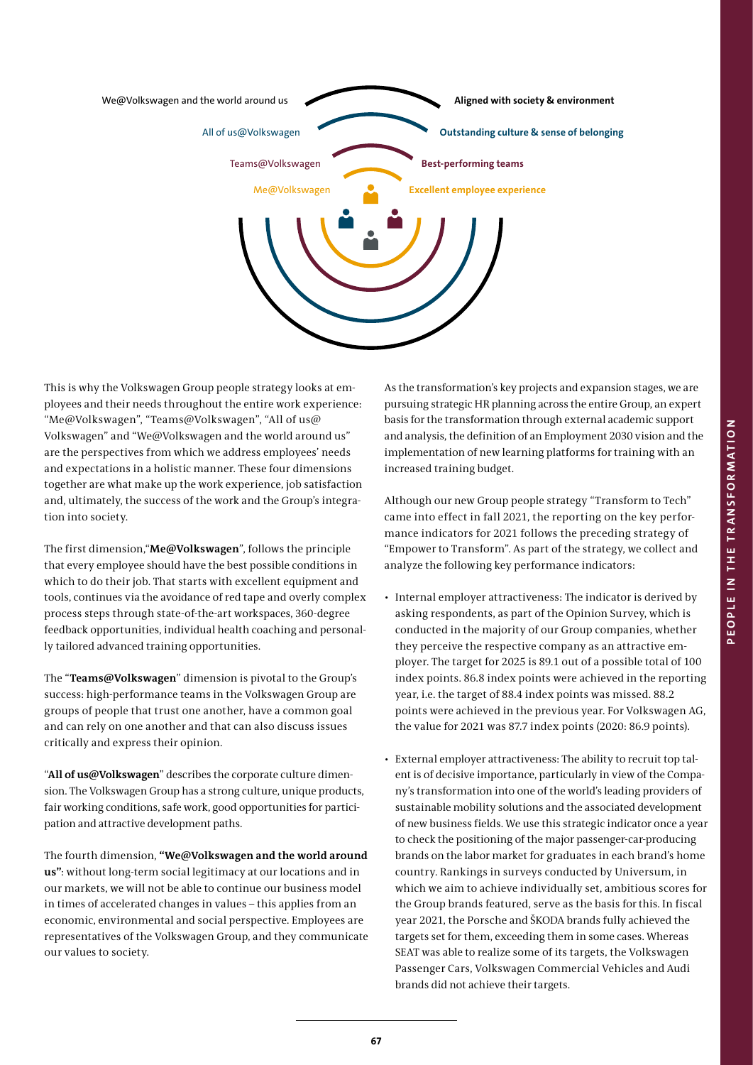We@Volkswagen and the world around us — **Aligned with society & environment**

All of us@Volkswagen — **Outstanding culture & sense of belonging**

Teams@Volkswagen — **Best-performing teams**

Me@Volkswagen — **Excellent employee experience**

This is why the Volkswagen Group people strategy looks at employees and their needs throughout the entire work experience: "Me@Volkswagen", "Teams@Volkswagen", "All of us@Volkswagen" and "We@Volkswagen and the world around us" are the perspectives from which we address employees' needs and expectations in a holistic manner. These four dimensions together are what make up the work experience, job satisfaction and, ultimately, the success of the work and the Group's integration into society.

The first dimension,"**Me@Volkswagen**", follows the principle that every employee should have the best possible conditions in which to do their job. That starts with excellent equipment and tools, continues via the avoidance of red tape and overly complex process steps through state-of-the-art workspaces, 360-degree feedback opportunities, individual health coaching and personally tailored advanced training opportunities.

The "**Teams@Volkswagen**" dimension is pivotal to the Group's success: high-performance teams in the Volkswagen Group are groups of people that trust one another, have a common goal and can rely on one another and that can also discuss issues critically and express their opinion.

"**All of us@Volkswagen**" describes the corporate culture dimension. The Volkswagen Group has a strong culture, unique products, fair working conditions, safe work, good opportunities for participation and attractive development paths.

The fourth dimension, **"We@Volkswagen and the world around us"**: without long-term social legitimacy at our locations and in our markets, we will not be able to continue our business model in times of accelerated changes in values – this applies from an economic, environmental and social perspective. Employees are representatives of the Volkswagen Group, and they communicate our values to society.

As the transformation's key projects and expansion stages, we are pursuing strategic HR planning across the entire Group, an expert basis for the transformation through external academic support and analysis, the definition of an Employment 2030 vision and the implementation of new learning platforms for training with an increased training budget.

Although our new Group people strategy "Transform to Tech" came into effect in fall 2021, the reporting on the key performance indicators for 2021 follows the preceding strategy of "Empower to Transform". As part of the strategy, we collect and analyze the following key performance indicators:

- Internal employer attractiveness: The indicator is derived by asking respondents, as part of the Opinion Survey, which is conducted in the majority of our Group companies, whether they perceive the respective company as an attractive employer. The target for 2025 is 89.1 out of a possible total of 100 index points. 86.8 index points were achieved in the reporting year, i.e. the target of 88.4 index points was missed. 88.2 points were achieved in the previous year. For Volkswagen AG, the value for 2021 was 87.7 index points (2020: 86.9 points).
- External employer attractiveness: The ability to recruit top talent is of decisive importance, particularly in view of the Company's transformation into one of the world's leading providers of sustainable mobility solutions and the associated development of new business fields. We use this strategic indicator once a year to check the positioning of the major passenger-car-producing brands on the labor market for graduates in each brand's home country. Rankings in surveys conducted by Universum, in which we aim to achieve individually set, ambitious scores for the Group brands featured, serve as the basis for this. In fiscal year 2021, the Porsche and ŠKODA brands fully achieved the targets set for them, exceeding them in some cases. Whereas SEAT was able to realize some of its targets, the Volkswagen Passenger Cars, Volkswagen Commercial Vehicles and Audi brands did not achieve their targets.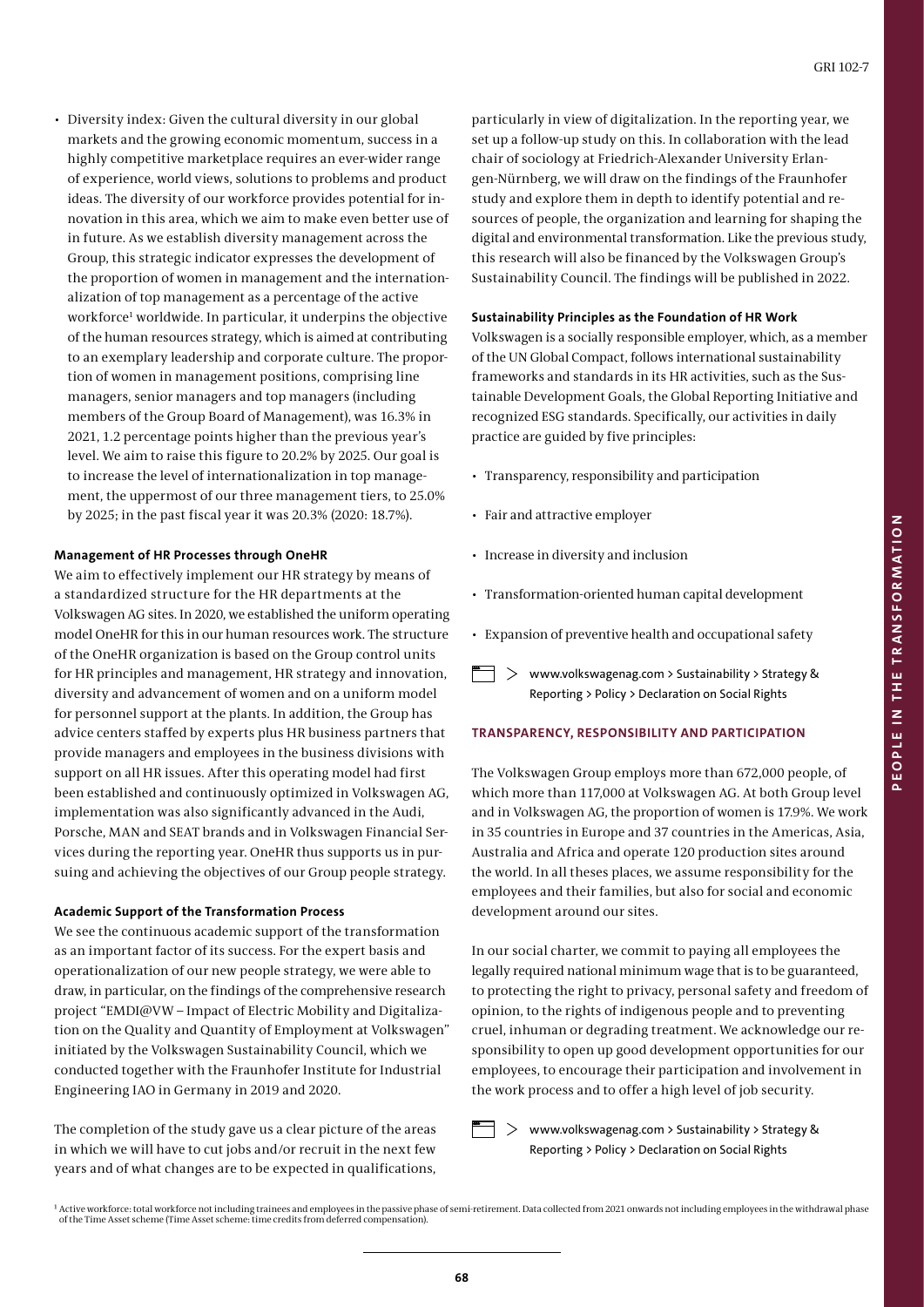- Diversity index: Given the cultural diversity in our global markets and the growing economic momentum, success in a highly competitive marketplace requires an ever-wider range of experience, world views, solutions to problems and product ideas. The diversity of our workforce provides potential for innovation in this area, which we aim to make even better use of in future. As we establish diversity management across the Group, this strategic indicator expresses the development of the proportion of women in management and the internationalization of top management as a percentage of the active workforce[1] worldwide. In particular, it underpins the objective of the human resources strategy, which is aimed at contributing to an exemplary leadership and corporate culture. The proportion of women in management positions, comprising line managers, senior managers and top managers (including members of the Group Board of Management), was 16.3% in 2021, 1.2 percentage points higher than the previous year's level. We aim to raise this figure to 20.2% by 2025. Our goal is to increase the level of internationalization in top management, the uppermost of our three management tiers, to 25.0% by 2025; in the past fiscal year it was 20.3% (2020: 18.7%).

**Management of HR Processes through OneHR**

We aim to effectively implement our HR strategy by means of a standardized structure for the HR departments at the Volkswagen AG sites. In 2020, we established the uniform operating model OneHR for this in our human resources work. The structure of the OneHR organization is based on the Group control units for HR principles and management, HR strategy and innovation, diversity and advancement of women and on a uniform model for personnel support at the plants. In addition, the Group has advice centers staffed by experts plus HR business partners that provide managers and employees in the business divisions with support on all HR issues. After this operating model had first been established and continuously optimized in Volkswagen AG, implementation was also significantly advanced in the Audi, Porsche, MAN and SEAT brands and in Volkswagen Financial Services during the reporting year. OneHR thus supports us in pursuing and achieving the objectives of our Group people strategy.

**Academic Support of the Transformation Process**

We see the continuous academic support of the transformation as an important factor of its success. For the expert basis and operationalization of our new people strategy, we were able to draw, in particular, on the findings of the comprehensive research project "EMDI@VW – Impact of Electric Mobility and Digitalization on the Quality and Quantity of Employment at Volkswagen" initiated by the Volkswagen Sustainability Council, which we conducted together with the Fraunhofer Institute for Industrial Engineering IAO in Germany in 2019 and 2020.

The completion of the study gave us a clear picture of the areas in which we will have to cut jobs and/or recruit in the next few years and of what changes are to be expected in qualifications, particularly in view of digitalization. In the reporting year, we set up a follow-up study on this. In collaboration with the lead chair of sociology at Friedrich-Alexander University Erlangen-Nürnberg, we will draw on the findings of the Fraunhofer study and explore them in depth to identify potential and resources of people, the organization and learning for shaping the digital and environmental transformation. Like the previous study, this research will also be financed by the Volkswagen Group's Sustainability Council. The findings will be published in 2022.

**Sustainability Principles as the Foundation of HR Work**

Volkswagen is a socially responsible employer, which, as a member of the UN Global Compact, follows international sustainability frameworks and standards in its HR activities, such as the Sustainable Development Goals, the Global Reporting Initiative and recognized ESG standards. Specifically, our activities in daily practice are guided by five principles:

- Transparency, responsibility and participation
- Fair and attractive employer
- Increase in diversity and inclusion
- Transformation-oriented human capital development
- Expansion of preventive health and occupational safety

> www.volkswagenag.com > Sustainability > Strategy & Reporting > Policy > Declaration on Social Rights

## TRANSPARENCY, RESPONSIBILITY AND PARTICIPATION

The Volkswagen Group employs more than 672,000 people, of which more than 117,000 at Volkswagen AG. At both Group level and in Volkswagen AG, the proportion of women is 17.9%. We work in 35 countries in Europe and 37 countries in the Americas, Asia, Australia and Africa and operate 120 production sites around the world. In all theses places, we assume responsibility for the employees and their families, but also for social and economic development around our sites.

In our social charter, we commit to paying all employees the legally required national minimum wage that is to be guaranteed, to protecting the right to privacy, personal safety and freedom of opinion, to the rights of indigenous people and to preventing cruel, inhuman or degrading treatment. We acknowledge our responsibility to open up good development opportunities for our employees, to encourage their participation and involvement in the work process and to offer a high level of job security.

> www.volkswagenag.com > Sustainability > Strategy & Reporting > Policy > Declaration on Social Rights

[1] Active workforce: total workforce not including trainees and employees in the passive phase of semi-retirement. Data collected from 2021 onwards not including employees in the withdrawal phase of the Time Asset scheme (Time Asset scheme: time credits from deferred compensation).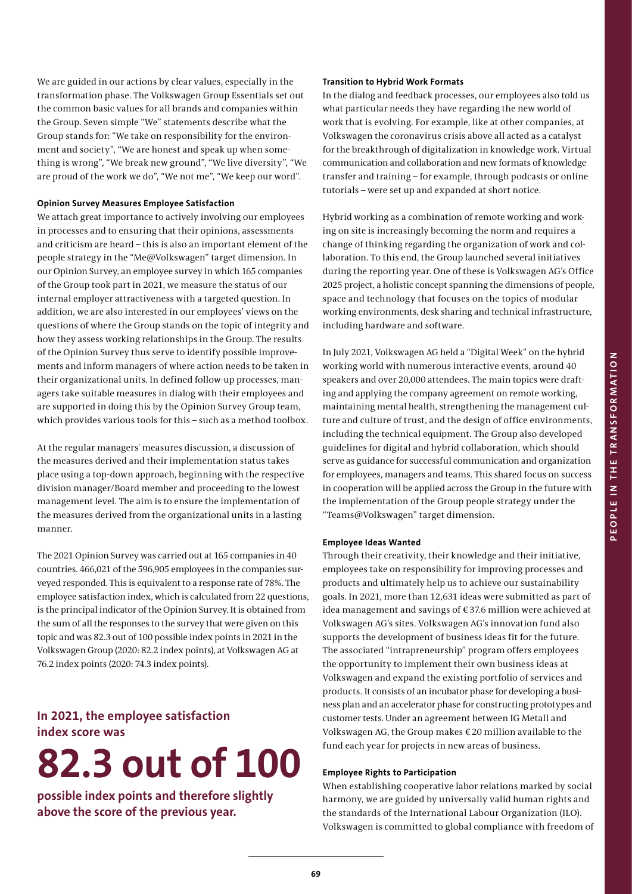We are guided in our actions by clear values, especially in the transformation phase. The Volkswagen Group Essentials set out the common basic values for all brands and companies within the Group. Seven simple "We" statements describe what the Group stands for: "We take on responsibility for the environment and society", "We are honest and speak up when something is wrong", "We break new ground", "We live diversity", "We are proud of the work we do", "We not me", "We keep our word".

### Opinion Survey Measures Employee Satisfaction

We attach great importance to actively involving our employees in processes and to ensuring that their opinions, assessments and criticism are heard – this is also an important element of the people strategy in the "Me@Volkswagen" target dimension. In our Opinion Survey, an employee survey in which 165 companies of the Group took part in 2021, we measure the status of our internal employer attractiveness with a targeted question. In addition, we are also interested in our employees' views on the questions of where the Group stands on the topic of integrity and how they assess working relationships in the Group. The results of the Opinion Survey thus serve to identify possible improvements and inform managers of where action needs to be taken in their organizational units. In defined follow-up processes, managers take suitable measures in dialog with their employees and are supported in doing this by the Opinion Survey Group team, which provides various tools for this – such as a method toolbox.

At the regular managers' measures discussion, a discussion of the measures derived and their implementation status takes place using a top-down approach, beginning with the respective division manager/Board member and proceeding to the lowest management level. The aim is to ensure the implementation of the measures derived from the organizational units in a lasting manner.

The 2021 Opinion Survey was carried out at 165 companies in 40 countries. 466,021 of the 596,905 employees in the companies surveyed responded. This is equivalent to a response rate of 78%. The employee satisfaction index, which is calculated from 22 questions, is the principal indicator of the Opinion Survey. It is obtained from the sum of all the responses to the survey that were given on this topic and was 82.3 out of 100 possible index points in 2021 in the Volkswagen Group (2020: 82.2 index points), at Volkswagen AG at 76.2 index points (2020: 74.3 index points).

**In 2021, the employee satisfaction index score was**

# 82.3 out of 100

**possible index points and therefore slightly above the score of the previous year.**

### Transition to Hybrid Work Formats

In the dialog and feedback processes, our employees also told us what particular needs they have regarding the new world of work that is evolving. For example, like at other companies, at Volkswagen the coronavirus crisis above all acted as a catalyst for the breakthrough of digitalization in knowledge work. Virtual communication and collaboration and new formats of knowledge transfer and training – for example, through podcasts or online tutorials – were set up and expanded at short notice.

Hybrid working as a combination of remote working and working on site is increasingly becoming the norm and requires a change of thinking regarding the organization of work and collaboration. To this end, the Group launched several initiatives during the reporting year. One of these is Volkswagen AG's Office 2025 project, a holistic concept spanning the dimensions of people, space and technology that focuses on the topics of modular working environments, desk sharing and technical infrastructure, including hardware and software.

In July 2021, Volkswagen AG held a "Digital Week" on the hybrid working world with numerous interactive events, around 40 speakers and over 20,000 attendees. The main topics were drafting and applying the company agreement on remote working, maintaining mental health, strengthening the management culture and culture of trust, and the design of office environments, including the technical equipment. The Group also developed guidelines for digital and hybrid collaboration, which should serve as guidance for successful communication and organization for employees, managers and teams. This shared focus on success in cooperation will be applied across the Group in the future with the implementation of the Group people strategy under the "Teams@Volkswagen" target dimension.

### Employee Ideas Wanted

Through their creativity, their knowledge and their initiative, employees take on responsibility for improving processes and products and ultimately help us to achieve our sustainability goals. In 2021, more than 12,631 ideas were submitted as part of idea management and savings of € 37.6 million were achieved at Volkswagen AG's sites. Volkswagen AG's innovation fund also supports the development of business ideas fit for the future. The associated "intrapreneurship" program offers employees the opportunity to implement their own business ideas at Volkswagen and expand the existing portfolio of services and products. It consists of an incubator phase for developing a business plan and an accelerator phase for constructing prototypes and customer tests. Under an agreement between IG Metall and Volkswagen AG, the Group makes € 20 million available to the fund each year for projects in new areas of business.

### Employee Rights to Participation

When establishing cooperative labor relations marked by social harmony, we are guided by universally valid human rights and the standards of the International Labour Organization (ILO). Volkswagen is committed to global compliance with freedom of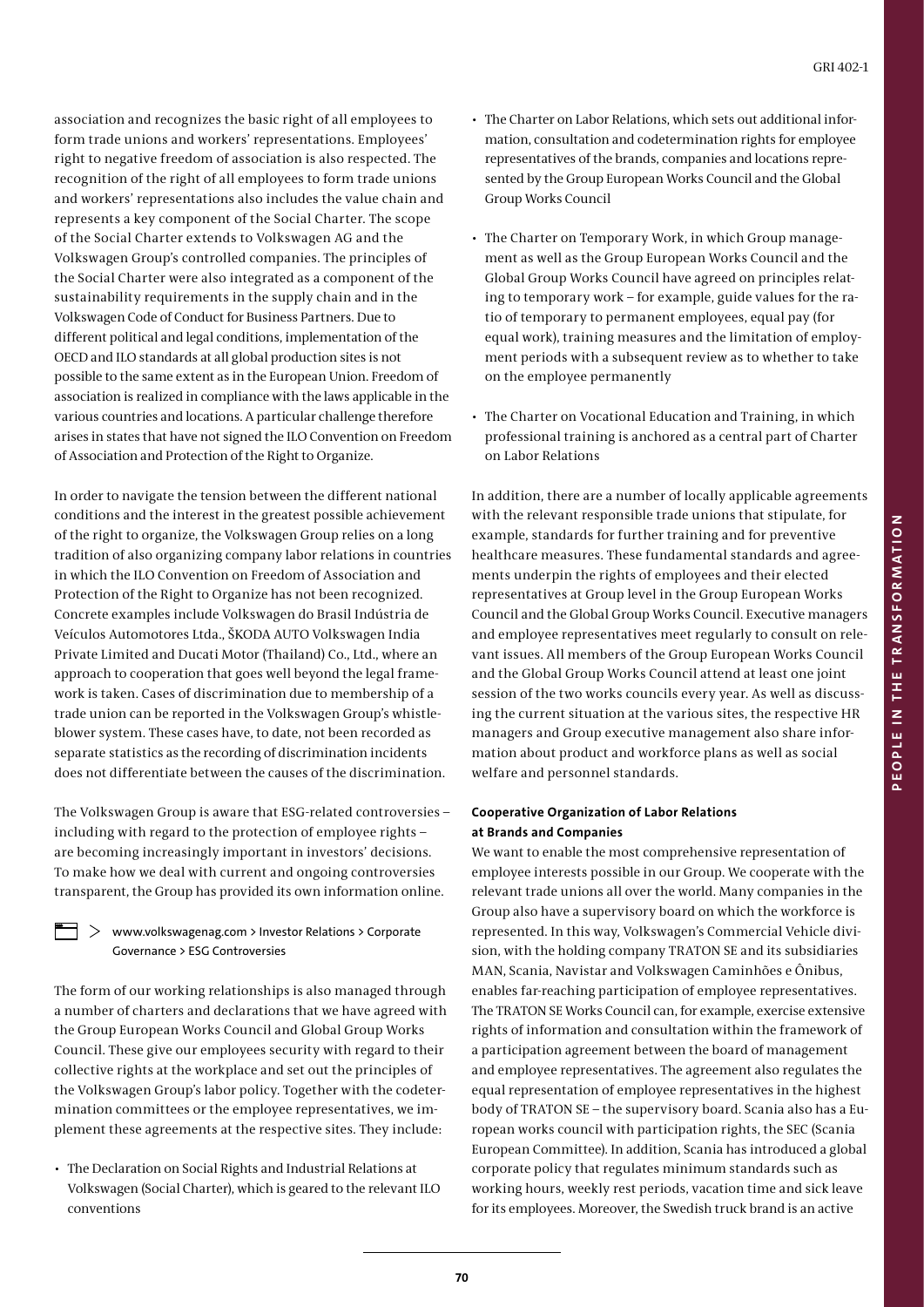association and recognizes the basic right of all employees to form trade unions and workers' representations. Employees' right to negative freedom of association is also respected. The recognition of the right of all employees to form trade unions and workers' representations also includes the value chain and represents a key component of the Social Charter. The scope of the Social Charter extends to Volkswagen AG and the Volkswagen Group's controlled companies. The principles of the Social Charter were also integrated as a component of the sustainability requirements in the supply chain and in the Volkswagen Code of Conduct for Business Partners. Due to different political and legal conditions, implementation of the OECD and ILO standards at all global production sites is not possible to the same extent as in the European Union. Freedom of association is realized in compliance with the laws applicable in the various countries and locations. A particular challenge therefore arises in states that have not signed the ILO Convention on Freedom of Association and Protection of the Right to Organize.

In order to navigate the tension between the different national conditions and the interest in the greatest possible achievement of the right to organize, the Volkswagen Group relies on a long tradition of also organizing company labor relations in countries in which the ILO Convention on Freedom of Association and Protection of the Right to Organize has not been recognized. Concrete examples include Volkswagen do Brasil Indústria de Veículos Automotores Ltda., ŠKODA AUTO Volkswagen India Private Limited and Ducati Motor (Thailand) Co., Ltd., where an approach to cooperation that goes well beyond the legal framework is taken. Cases of discrimination due to membership of a trade union can be reported in the Volkswagen Group's whistleblower system. These cases have, to date, not been recorded as separate statistics as the recording of discrimination incidents does not differentiate between the causes of the discrimination.

The Volkswagen Group is aware that ESG-related controversies – including with regard to the protection of employee rights – are becoming increasingly important in investors' decisions. To make how we deal with current and ongoing controversies transparent, the Group has provided its own information online.

> www.volkswagenag.com > Investor Relations > Corporate Governance > ESG Controversies

The form of our working relationships is also managed through a number of charters and declarations that we have agreed with the Group European Works Council and Global Group Works Council. These give our employees security with regard to their collective rights at the workplace and set out the principles of the Volkswagen Group's labor policy. Together with the codetermination committees or the employee representatives, we implement these agreements at the respective sites. They include:

- The Declaration on Social Rights and Industrial Relations at Volkswagen (Social Charter), which is geared to the relevant ILO conventions
- The Charter on Labor Relations, which sets out additional information, consultation and codetermination rights for employee representatives of the brands, companies and locations represented by the Group European Works Council and the Global Group Works Council
- The Charter on Temporary Work, in which Group management as well as the Group European Works Council and the Global Group Works Council have agreed on principles relating to temporary work – for example, guide values for the ratio of temporary to permanent employees, equal pay (for equal work), training measures and the limitation of employment periods with a subsequent review as to whether to take on the employee permanently
- The Charter on Vocational Education and Training, in which professional training is anchored as a central part of Charter on Labor Relations

In addition, there are a number of locally applicable agreements with the relevant responsible trade unions that stipulate, for example, standards for further training and for preventive healthcare measures. These fundamental standards and agreements underpin the rights of employees and their elected representatives at Group level in the Group European Works Council and the Global Group Works Council. Executive managers and employee representatives meet regularly to consult on relevant issues. All members of the Group European Works Council and the Global Group Works Council attend at least one joint session of the two works councils every year. As well as discussing the current situation at the various sites, the respective HR managers and Group executive management also share information about product and workforce plans as well as social welfare and personnel standards.

### Cooperative Organization of Labor Relations at Brands and Companies

We want to enable the most comprehensive representation of employee interests possible in our Group. We cooperate with the relevant trade unions all over the world. Many companies in the Group also have a supervisory board on which the workforce is represented. In this way, Volkswagen's Commercial Vehicle division, with the holding company TRATON SE and its subsidiaries MAN, Scania, Navistar and Volkswagen Caminhões e Ônibus, enables far-reaching participation of employee representatives. The TRATON SE Works Council can, for example, exercise extensive rights of information and consultation within the framework of a participation agreement between the board of management and employee representatives. The agreement also regulates the equal representation of employee representatives in the highest body of TRATON SE – the supervisory board. Scania also has a European works council with participation rights, the SEC (Scania European Committee). In addition, Scania has introduced a global corporate policy that regulates minimum standards such as working hours, weekly rest periods, vacation time and sick leave for its employees. Moreover, the Swedish truck brand is an active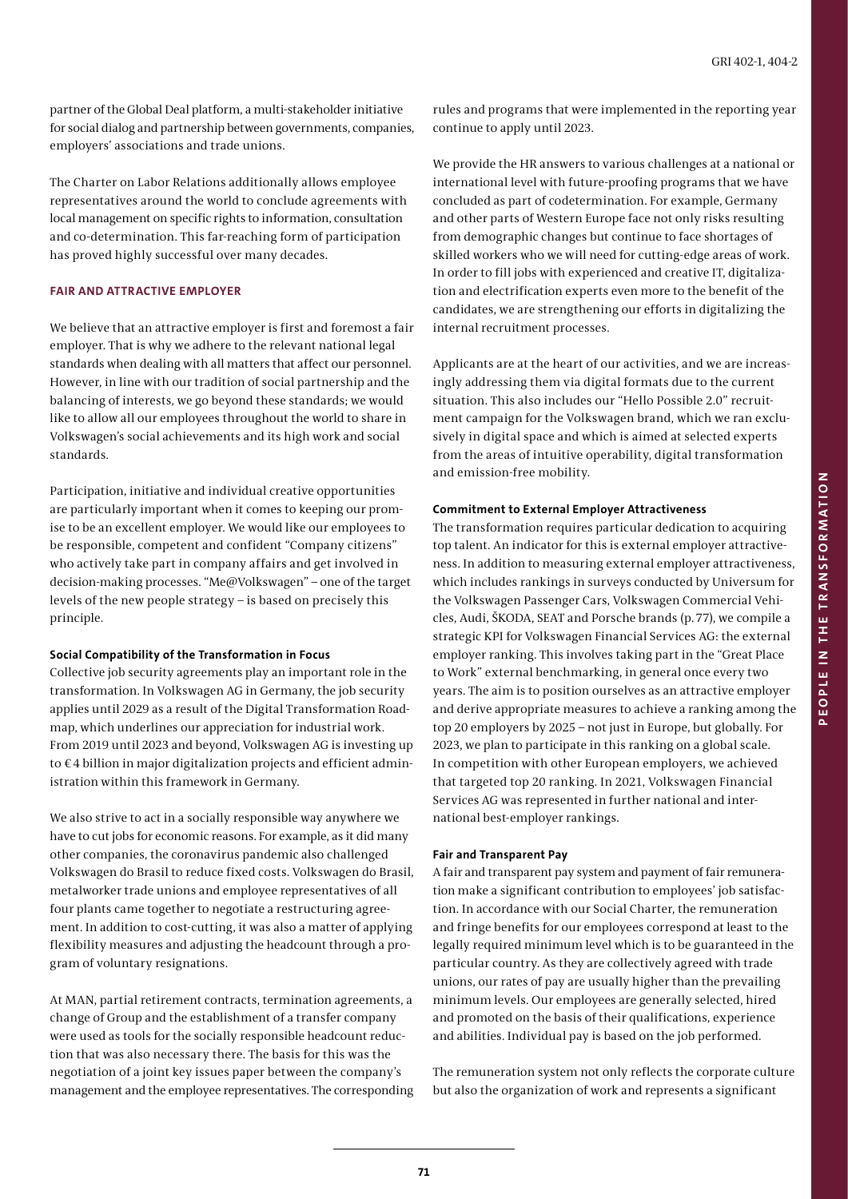partner of the Global Deal platform, a multi-stakeholder initiative for social dialog and partnership between governments, companies, employers' associations and trade unions.

The Charter on Labor Relations additionally allows employee representatives around the world to conclude agreements with local management on specific rights to information, consultation and co-determination. This far-reaching form of participation has proved highly successful over many decades.

## FAIR AND ATTRACTIVE EMPLOYER

We believe that an attractive employer is first and foremost a fair employer. That is why we adhere to the relevant national legal standards when dealing with all matters that affect our personnel. However, in line with our tradition of social partnership and the balancing of interests, we go beyond these standards; we would like to allow all our employees throughout the world to share in Volkswagen's social achievements and its high work and social standards.

Participation, initiative and individual creative opportunities are particularly important when it comes to keeping our promise to be an excellent employer. We would like our employees to be responsible, competent and confident "Company citizens" who actively take part in company affairs and get involved in decision-making processes. "Me@Volkswagen" – one of the target levels of the new people strategy – is based on precisely this principle.

### Social Compatibility of the Transformation in Focus

Collective job security agreements play an important role in the transformation. In Volkswagen AG in Germany, the job security applies until 2029 as a result of the Digital Transformation Roadmap, which underlines our appreciation for industrial work. From 2019 until 2023 and beyond, Volkswagen AG is investing up to €4 billion in major digitalization projects and efficient administration within this framework in Germany.

We also strive to act in a socially responsible way anywhere we have to cut jobs for economic reasons. For example, as it did many other companies, the coronavirus pandemic also challenged Volkswagen do Brasil to reduce fixed costs. Volkswagen do Brasil, metalworker trade unions and employee representatives of all four plants came together to negotiate a restructuring agreement. In addition to cost-cutting, it was also a matter of applying flexibility measures and adjusting the headcount through a program of voluntary resignations.

At MAN, partial retirement contracts, termination agreements, a change of Group and the establishment of a transfer company were used as tools for the socially responsible headcount reduction that was also necessary there. The basis for this was the negotiation of a joint key issues paper between the company's management and the employee representatives. The corresponding rules and programs that were implemented in the reporting year continue to apply until 2023.

We provide the HR answers to various challenges at a national or international level with future-proofing programs that we have concluded as part of codetermination. For example, Germany and other parts of Western Europe face not only risks resulting from demographic changes but continue to face shortages of skilled workers who we will need for cutting-edge areas of work. In order to fill jobs with experienced and creative IT, digitalization and electrification experts even more to the benefit of the candidates, we are strengthening our efforts in digitalizing the internal recruitment processes.

Applicants are at the heart of our activities, and we are increasingly addressing them via digital formats due to the current situation. This also includes our "Hello Possible 2.0" recruitment campaign for the Volkswagen brand, which we ran exclusively in digital space and which is aimed at selected experts from the areas of intuitive operability, digital transformation and emission-free mobility.

### Commitment to External Employer Attractiveness

The transformation requires particular dedication to acquiring top talent. An indicator for this is external employer attractiveness. In addition to measuring external employer attractiveness, which includes rankings in surveys conducted by Universum for the Volkswagen Passenger Cars, Volkswagen Commercial Vehicles, Audi, ŠKODA, SEAT and Porsche brands (p. 77), we compile a strategic KPI for Volkswagen Financial Services AG: the external employer ranking. This involves taking part in the "Great Place to Work" external benchmarking, in general once every two years. The aim is to position ourselves as an attractive employer and derive appropriate measures to achieve a ranking among the top 20 employers by 2025 – not just in Europe, but globally. For 2023, we plan to participate in this ranking on a global scale. In competition with other European employers, we achieved that targeted top 20 ranking. In 2021, Volkswagen Financial Services AG was represented in further national and international best-employer rankings.

### Fair and Transparent Pay

A fair and transparent pay system and payment of fair remuneration make a significant contribution to employees' job satisfaction. In accordance with our Social Charter, the remuneration and fringe benefits for our employees correspond at least to the legally required minimum level which is to be guaranteed in the particular country. As they are collectively agreed with trade unions, our rates of pay are usually higher than the prevailing minimum levels. Our employees are generally selected, hired and promoted on the basis of their qualifications, experience and abilities. Individual pay is based on the job performed.

The remuneration system not only reflects the corporate culture but also the organization of work and represents a significant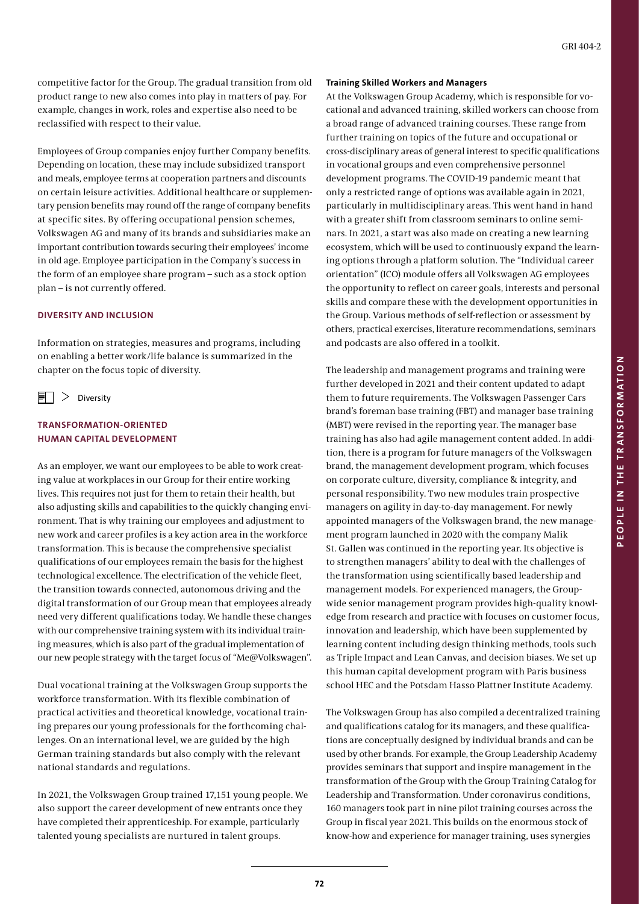competitive factor for the Group. The gradual transition from old product range to new also comes into play in matters of pay. For example, changes in work, roles and expertise also need to be reclassified with respect to their value.

Employees of Group companies enjoy further Company benefits. Depending on location, these may include subsidized transport and meals, employee terms at cooperation partners and discounts on certain leisure activities. Additional healthcare or supplementary pension benefits may round off the range of company benefits at specific sites. By offering occupational pension schemes, Volkswagen AG and many of its brands and subsidiaries make an important contribution towards securing their employees' income in old age. Employee participation in the Company's success in the form of an employee share program – such as a stock option plan – is not currently offered.

## DIVERSITY AND INCLUSION

Information on strategies, measures and programs, including on enabling a better work/life balance is summarized in the chapter on the focus topic of diversity.

> Diversity

## TRANSFORMATION-ORIENTED HUMAN CAPITAL DEVELOPMENT

As an employer, we want our employees to be able to work creating value at workplaces in our Group for their entire working lives. This requires not just for them to retain their health, but also adjusting skills and capabilities to the quickly changing environment. That is why training our employees and adjustment to new work and career profiles is a key action area in the workforce transformation. This is because the comprehensive specialist qualifications of our employees remain the basis for the highest technological excellence. The electrification of the vehicle fleet, the transition towards connected, autonomous driving and the digital transformation of our Group mean that employees already need very different qualifications today. We handle these changes with our comprehensive training system with its individual training measures, which is also part of the gradual implementation of our new people strategy with the target focus of "Me@Volkswagen".

Dual vocational training at the Volkswagen Group supports the workforce transformation. With its flexible combination of practical activities and theoretical knowledge, vocational training prepares our young professionals for the forthcoming challenges. On an international level, we are guided by the high German training standards but also comply with the relevant national standards and regulations.

In 2021, the Volkswagen Group trained 17,151 young people. We also support the career development of new entrants once they have completed their apprenticeship. For example, particularly talented young specialists are nurtured in talent groups.

### Training Skilled Workers and Managers

At the Volkswagen Group Academy, which is responsible for vocational and advanced training, skilled workers can choose from a broad range of advanced training courses. These range from further training on topics of the future and occupational or cross-disciplinary areas of general interest to specific qualifications in vocational groups and even comprehensive personnel development programs. The COVID-19 pandemic meant that only a restricted range of options was available again in 2021, particularly in multidisciplinary areas. This went hand in hand with a greater shift from classroom seminars to online seminars. In 2021, a start was also made on creating a new learning ecosystem, which will be used to continuously expand the learning options through a platform solution. The "Individual career orientation" (ICO) module offers all Volkswagen AG employees the opportunity to reflect on career goals, interests and personal skills and compare these with the development opportunities in the Group. Various methods of self-reflection or assessment by others, practical exercises, literature recommendations, seminars and podcasts are also offered in a toolkit.

The leadership and management programs and training were further developed in 2021 and their content updated to adapt them to future requirements. The Volkswagen Passenger Cars brand's foreman base training (FBT) and manager base training (MBT) were revised in the reporting year. The manager base training has also had agile management content added. In addition, there is a program for future managers of the Volkswagen brand, the management development program, which focuses on corporate culture, diversity, compliance & integrity, and personal responsibility. Two new modules train prospective managers on agility in day-to-day management. For newly appointed managers of the Volkswagen brand, the new management program launched in 2020 with the company Malik St. Gallen was continued in the reporting year. Its objective is to strengthen managers' ability to deal with the challenges of the transformation using scientifically based leadership and management models. For experienced managers, the Group-wide senior management program provides high-quality knowledge from research and practice with focuses on customer focus, innovation and leadership, which have been supplemented by learning content including design thinking methods, tools such as Triple Impact and Lean Canvas, and decision biases. We set up this human capital development program with Paris business school HEC and the Potsdam Hasso Plattner Institute Academy.

The Volkswagen Group has also compiled a decentralized training and qualifications catalog for its managers, and these qualifications are conceptually designed by individual brands and can be used by other brands. For example, the Group Leadership Academy provides seminars that support and inspire management in the transformation of the Group with the Group Training Catalog for Leadership and Transformation. Under coronavirus conditions, 160 managers took part in nine pilot training courses across the Group in fiscal year 2021. This builds on the enormous stock of know-how and experience for manager training, uses synergies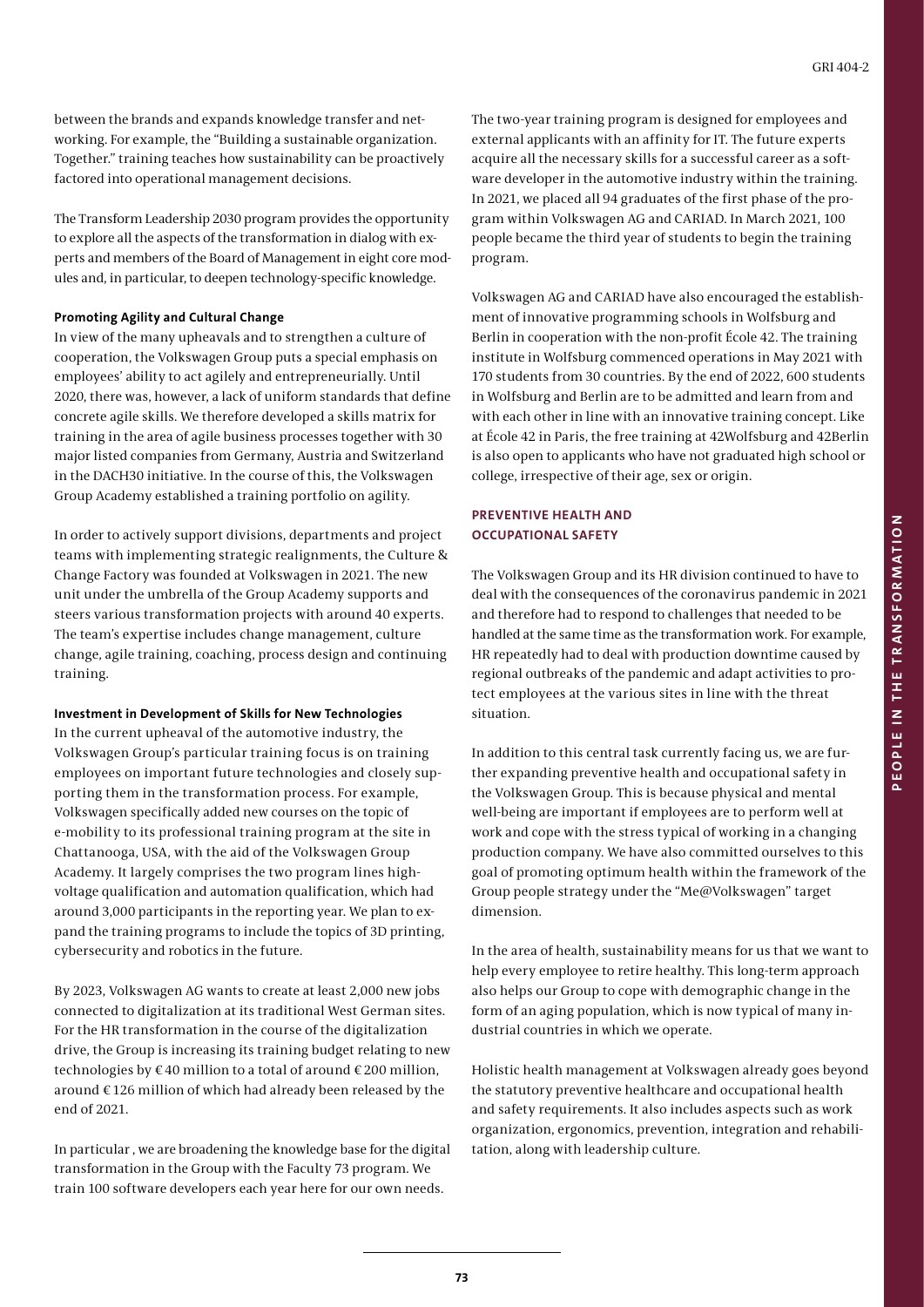between the brands and expands knowledge transfer and networking. For example, the "Building a sustainable organization. Together." training teaches how sustainability can be proactively factored into operational management decisions.

The Transform Leadership 2030 program provides the opportunity to explore all the aspects of the transformation in dialog with experts and members of the Board of Management in eight core modules and, in particular, to deepen technology-specific knowledge.

**Promoting Agility and Cultural Change**

In view of the many upheavals and to strengthen a culture of cooperation, the Volkswagen Group puts a special emphasis on employees' ability to act agilely and entrepreneurially. Until 2020, there was, however, a lack of uniform standards that define concrete agile skills. We therefore developed a skills matrix for training in the area of agile business processes together with 30 major listed companies from Germany, Austria and Switzerland in the DACH30 initiative. In the course of this, the Volkswagen Group Academy established a training portfolio on agility.

In order to actively support divisions, departments and project teams with implementing strategic realignments, the Culture & Change Factory was founded at Volkswagen in 2021. The new unit under the umbrella of the Group Academy supports and steers various transformation projects with around 40 experts. The team's expertise includes change management, culture change, agile training, coaching, process design and continuing training.

**Investment in Development of Skills for New Technologies**

In the current upheaval of the automotive industry, the Volkswagen Group's particular training focus is on training employees on important future technologies and closely supporting them in the transformation process. For example, Volkswagen specifically added new courses on the topic of e-mobility to its professional training program at the site in Chattanooga, USA, with the aid of the Volkswagen Group Academy. It largely comprises the two program lines high-voltage qualification and automation qualification, which had around 3,000 participants in the reporting year. We plan to expand the training programs to include the topics of 3D printing, cybersecurity and robotics in the future.

By 2023, Volkswagen AG wants to create at least 2,000 new jobs connected to digitalization at its traditional West German sites. For the HR transformation in the course of the digitalization drive, the Group is increasing its training budget relating to new technologies by € 40 million to a total of around € 200 million, around € 126 million of which had already been released by the end of 2021.

In particular , we are broadening the knowledge base for the digital transformation in the Group with the Faculty 73 program. We train 100 software developers each year here for our own needs.

The two-year training program is designed for employees and external applicants with an affinity for IT. The future experts acquire all the necessary skills for a successful career as a software developer in the automotive industry within the training. In 2021, we placed all 94 graduates of the first phase of the program within Volkswagen AG and CARIAD. In March 2021, 100 people became the third year of students to begin the training program.

Volkswagen AG and CARIAD have also encouraged the establishment of innovative programming schools in Wolfsburg and Berlin in cooperation with the non-profit École 42. The training institute in Wolfsburg commenced operations in May 2021 with 170 students from 30 countries. By the end of 2022, 600 students in Wolfsburg and Berlin are to be admitted and learn from and with each other in line with an innovative training concept. Like at École 42 in Paris, the free training at 42Wolfsburg and 42Berlin is also open to applicants who have not graduated high school or college, irrespective of their age, sex or origin.

## PREVENTIVE HEALTH AND OCCUPATIONAL SAFETY

The Volkswagen Group and its HR division continued to have to deal with the consequences of the coronavirus pandemic in 2021 and therefore had to respond to challenges that needed to be handled at the same time as the transformation work. For example, HR repeatedly had to deal with production downtime caused by regional outbreaks of the pandemic and adapt activities to protect employees at the various sites in line with the threat situation.

In addition to this central task currently facing us, we are further expanding preventive health and occupational safety in the Volkswagen Group. This is because physical and mental well-being are important if employees are to perform well at work and cope with the stress typical of working in a changing production company. We have also committed ourselves to this goal of promoting optimum health within the framework of the Group people strategy under the "Me@Volkswagen" target dimension.

In the area of health, sustainability means for us that we want to help every employee to retire healthy. This long-term approach also helps our Group to cope with demographic change in the form of an aging population, which is now typical of many industrial countries in which we operate.

Holistic health management at Volkswagen already goes beyond the statutory preventive healthcare and occupational health and safety requirements. It also includes aspects such as work organization, ergonomics, prevention, integration and rehabilitation, along with leadership culture.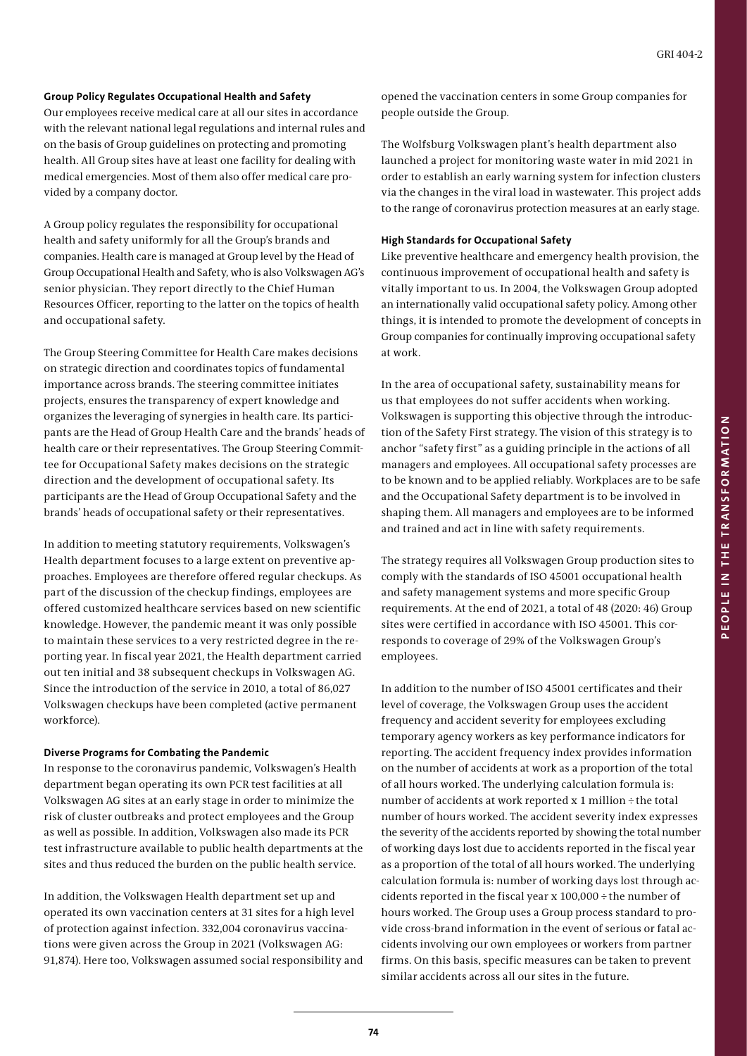#### Group Policy Regulates Occupational Health and Safety

Our employees receive medical care at all our sites in accordance with the relevant national legal regulations and internal rules and on the basis of Group guidelines on protecting and promoting health. All Group sites have at least one facility for dealing with medical emergencies. Most of them also offer medical care provided by a company doctor.

A Group policy regulates the responsibility for occupational health and safety uniformly for all the Group's brands and companies. Health care is managed at Group level by the Head of Group Occupational Health and Safety, who is also Volkswagen AG's senior physician. They report directly to the Chief Human Resources Officer, reporting to the latter on the topics of health and occupational safety.

The Group Steering Committee for Health Care makes decisions on strategic direction and coordinates topics of fundamental importance across brands. The steering committee initiates projects, ensures the transparency of expert knowledge and organizes the leveraging of synergies in health care. Its participants are the Head of Group Health Care and the brands' heads of health care or their representatives. The Group Steering Committee for Occupational Safety makes decisions on the strategic direction and the development of occupational safety. Its participants are the Head of Group Occupational Safety and the brands' heads of occupational safety or their representatives.

In addition to meeting statutory requirements, Volkswagen's Health department focuses to a large extent on preventive approaches. Employees are therefore offered regular checkups. As part of the discussion of the checkup findings, employees are offered customized healthcare services based on new scientific knowledge. However, the pandemic meant it was only possible to maintain these services to a very restricted degree in the reporting year. In fiscal year 2021, the Health department carried out ten initial and 38 subsequent checkups in Volkswagen AG. Since the introduction of the service in 2010, a total of 86,027 Volkswagen checkups have been completed (active permanent workforce).

#### Diverse Programs for Combating the Pandemic

In response to the coronavirus pandemic, Volkswagen's Health department began operating its own PCR test facilities at all Volkswagen AG sites at an early stage in order to minimize the risk of cluster outbreaks and protect employees and the Group as well as possible. In addition, Volkswagen also made its PCR test infrastructure available to public health departments at the sites and thus reduced the burden on the public health service.

In addition, the Volkswagen Health department set up and operated its own vaccination centers at 31 sites for a high level of protection against infection. 332,004 coronavirus vaccinations were given across the Group in 2021 (Volkswagen AG: 91,874). Here too, Volkswagen assumed social responsibility and opened the vaccination centers in some Group companies for people outside the Group.

The Wolfsburg Volkswagen plant's health department also launched a project for monitoring waste water in mid 2021 in order to establish an early warning system for infection clusters via the changes in the viral load in wastewater. This project adds to the range of coronavirus protection measures at an early stage.

#### High Standards for Occupational Safety

Like preventive healthcare and emergency health provision, the continuous improvement of occupational health and safety is vitally important to us. In 2004, the Volkswagen Group adopted an internationally valid occupational safety policy. Among other things, it is intended to promote the development of concepts in Group companies for continually improving occupational safety at work.

In the area of occupational safety, sustainability means for us that employees do not suffer accidents when working. Volkswagen is supporting this objective through the introduction of the Safety First strategy. The vision of this strategy is to anchor "safety first" as a guiding principle in the actions of all managers and employees. All occupational safety processes are to be known and to be applied reliably. Workplaces are to be safe and the Occupational Safety department is to be involved in shaping them. All managers and employees are to be informed and trained and act in line with safety requirements.

The strategy requires all Volkswagen Group production sites to comply with the standards of ISO 45001 occupational health and safety management systems and more specific Group requirements. At the end of 2021, a total of 48 (2020: 46) Group sites were certified in accordance with ISO 45001. This corresponds to coverage of 29% of the Volkswagen Group's employees.

In addition to the number of ISO 45001 certificates and their level of coverage, the Volkswagen Group uses the accident frequency and accident severity for employees excluding temporary agency workers as key performance indicators for reporting. The accident frequency index provides information on the number of accidents at work as a proportion of the total of all hours worked. The underlying calculation formula is: number of accidents at work reported x 1 million ÷ the total number of hours worked. The accident severity index expresses the severity of the accidents reported by showing the total number of working days lost due to accidents reported in the fiscal year as a proportion of the total of all hours worked. The underlying calculation formula is: number of working days lost through accidents reported in the fiscal year x 100,000 ÷ the number of hours worked. The Group uses a Group process standard to provide cross-brand information in the event of serious or fatal accidents involving our own employees or workers from partner firms. On this basis, specific measures can be taken to prevent similar accidents across all our sites in the future.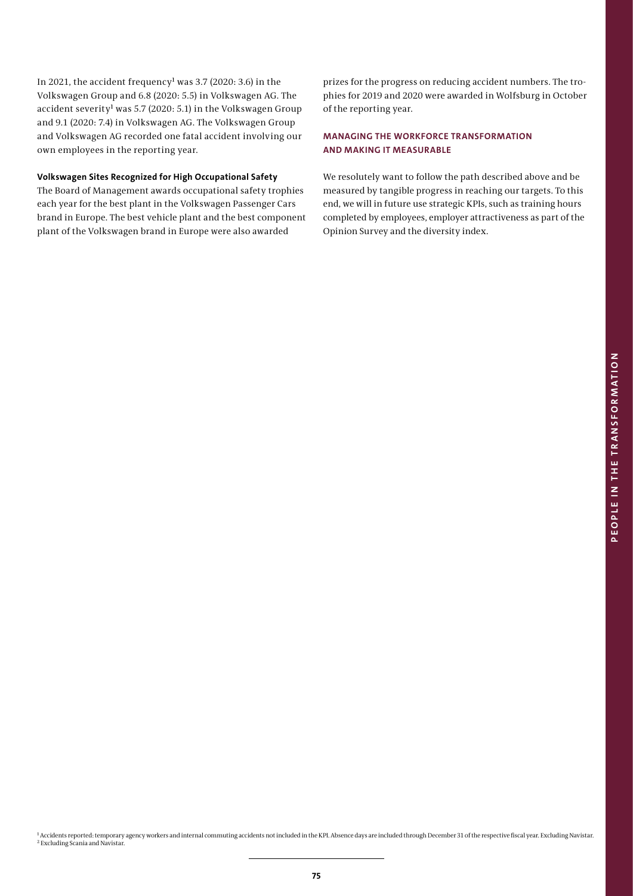In 2021, the accident frequency[1] was 3.7 (2020: 3.6) in the Volkswagen Group and 6.8 (2020: 5.5) in Volkswagen AG. The accident severity[1] was 5.7 (2020: 5.1) in the Volkswagen Group and 9.1 (2020: 7.4) in Volkswagen AG. The Volkswagen Group and Volkswagen AG recorded one fatal accident involving our own employees in the reporting year.

**Volkswagen Sites Recognized for High Occupational Safety**

The Board of Management awards occupational safety trophies each year for the best plant in the Volkswagen Passenger Cars brand in Europe. The best vehicle plant and the best component plant of the Volkswagen brand in Europe were also awarded prizes for the progress on reducing accident numbers. The trophies for 2019 and 2020 were awarded in Wolfsburg in October of the reporting year.

### MANAGING THE WORKFORCE TRANSFORMATION AND MAKING IT MEASURABLE

We resolutely want to follow the path described above and be measured by tangible progress in reaching our targets. To this end, we will in future use strategic KPIs, such as training hours completed by employees, employer attractiveness as part of the Opinion Survey and the diversity index.

[1] Accidents reported: temporary agency workers and internal commuting accidents not included in the KPI. Absence days are included through December 31 of the respective fiscal year. Excluding Navistar.
[2] Excluding Scania and Navistar.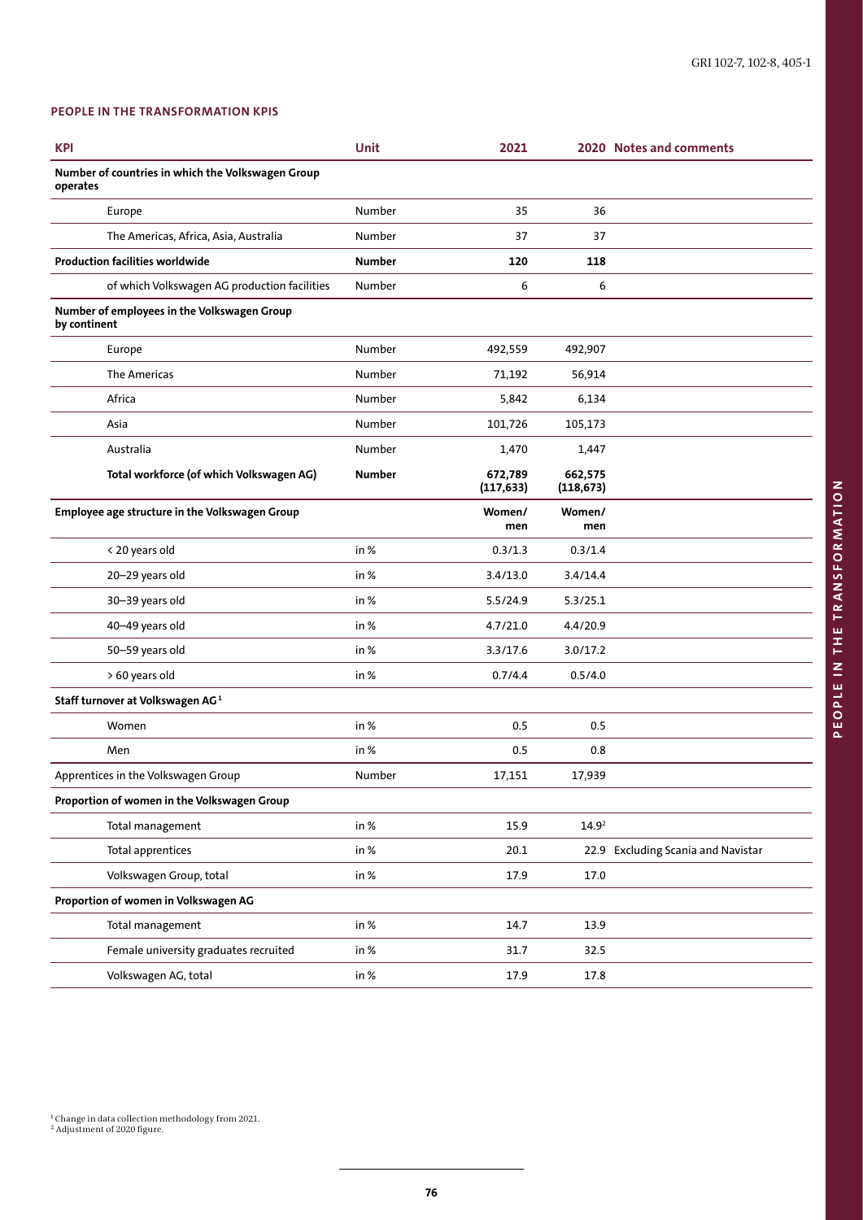GRI 102-7, 102-8, 405-1

### PEOPLE IN THE TRANSFORMATION KPIS

| KPI | Unit | 2021 | 2020 | Notes and comments |
|---|---|---|---|---|
| **Number of countries in which the Volkswagen Group operates** | | | | |
| Europe | Number | 35 | 36 | |
| The Americas, Africa, Asia, Australia | Number | 37 | 37 | |
| **Production facilities worldwide** | **Number** | **120** | **118** | |
| of which Volkswagen AG production facilities | Number | 6 | 6 | |
| **Number of employees in the Volkswagen Group by continent** | | | | |
| Europe | Number | 492,559 | 492,907 | |
| The Americas | Number | 71,192 | 56,914 | |
| Africa | Number | 5,842 | 6,134 | |
| Asia | Number | 101,726 | 105,173 | |
| Australia | Number | 1,470 | 1,447 | |
| **Total workforce (of which Volkswagen AG)** | **Number** | **672,789 (117,633)** | **662,575 (118,673)** | |
| **Employee age structure in the Volkswagen Group** | | **Women/ men** | **Women/ men** | |
| < 20 years old | in % | 0.3/1.3 | 0.3/1.4 | |
| 20–29 years old | in % | 3.4/13.0 | 3.4/14.4 | |
| 30–39 years old | in % | 5.5/24.9 | 5.3/25.1 | |
| 40–49 years old | in % | 4.7/21.0 | 4.4/20.9 | |
| 50–59 years old | in % | 3.3/17.6 | 3.0/17.2 | |
| > 60 years old | in % | 0.7/4.4 | 0.5/4.0 | |
| **Staff turnover at Volkswagen AG**[1] | | | | |
| Women | in % | 0.5 | 0.5 | |
| Men | in % | 0.5 | 0.8 | |
| Apprentices in the Volkswagen Group | Number | 17,151 | 17,939 | |
| **Proportion of women in the Volkswagen Group** | | | | |
| Total management | in % | 15.9 | 14.9[2] | |
| Total apprentices | in % | 20.1 | 22.9 | Excluding Scania and Navistar |
| Volkswagen Group, total | in % | 17.9 | 17.0 | |
| **Proportion of women in Volkswagen AG** | | | | |
| Total management | in % | 14.7 | 13.9 | |
| Female university graduates recruited | in % | 31.7 | 32.5 | |
| Volkswagen AG, total | in % | 17.9 | 17.8 | |

[1] Change in data collection methodology from 2021.
[2] Adjustment of 2020 figure.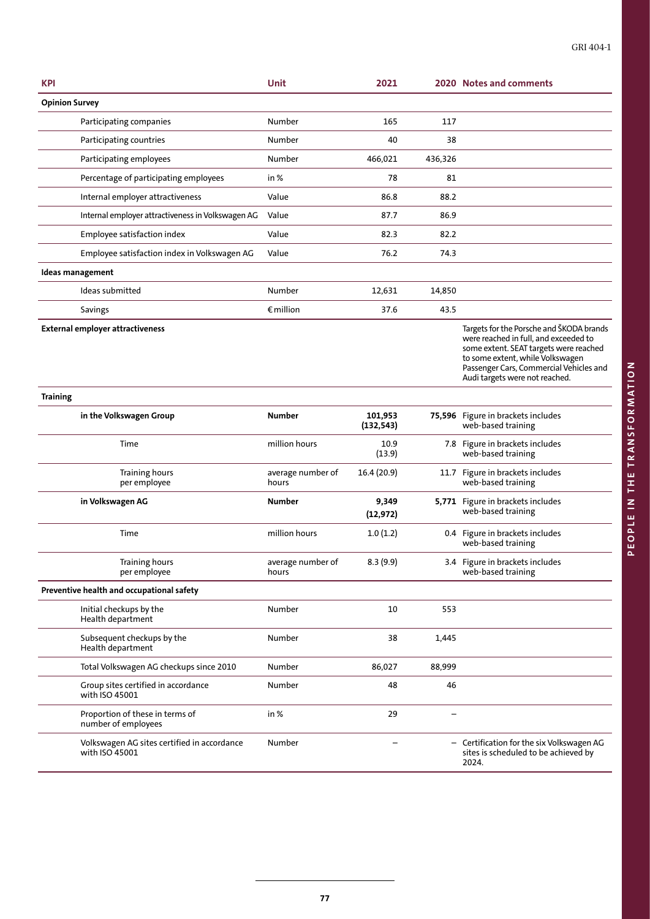| KPI | Unit | 2021 | 2020 | Notes and comments |
|---|---|---|---|---|
| **Opinion Survey** | | | | |
| Participating companies | Number | 165 | 117 | |
| Participating countries | Number | 40 | 38 | |
| Participating employees | Number | 466,021 | 436,326 | |
| Percentage of participating employees | in % | 78 | 81 | |
| Internal employer attractiveness | Value | 86.8 | 88.2 | |
| Internal employer attractiveness in Volkswagen AG | Value | 87.7 | 86.9 | |
| Employee satisfaction index | Value | 82.3 | 82.2 | |
| Employee satisfaction index in Volkswagen AG | Value | 76.2 | 74.3 | |
| **Ideas management** | | | | |
| Ideas submitted | Number | 12,631 | 14,850 | |
| Savings | € million | 37.6 | 43.5 | |
| **External employer attractiveness** | | | | Targets for the Porsche and ŠKODA brands were reached in full, and exceeded to some extent. SEAT targets were reached to some extent, while Volkswagen Passenger Cars, Commercial Vehicles and Audi targets were not reached. |
| **Training** | | | | |
| **in the Volkswagen Group** | **Number** | **101,953 (132,543)** | **75,596** | Figure in brackets includes web-based training |
| Time | million hours | 10.9 (13.9) | 7.8 | Figure in brackets includes web-based training |
| Training hours per employee | average number of hours | 16.4 (20.9) | 11.7 | Figure in brackets includes web-based training |
| **in Volkswagen AG** | **Number** | **9,349 (12,972)** | **5,771** | Figure in brackets includes web-based training |
| Time | million hours | 1.0 (1.2) | 0.4 | Figure in brackets includes web-based training |
| Training hours per employee | average number of hours | 8.3 (9.9) | 3.4 | Figure in brackets includes web-based training |
| **Preventive health and occupational safety** | | | | |
| Initial checkups by the Health department | Number | 10 | 553 | |
| Subsequent checkups by the Health department | Number | 38 | 1,445 | |
| Total Volkswagen AG checkups since 2010 | Number | 86,027 | 88,999 | |
| Group sites certified in accordance with ISO 45001 | Number | 48 | 46 | |
| Proportion of these in terms of number of employees | in % | 29 | – | |
| Volkswagen AG sites certified in accordance with ISO 45001 | Number | – | – | Certification for the six Volkswagen AG sites is scheduled to be achieved by 2024. |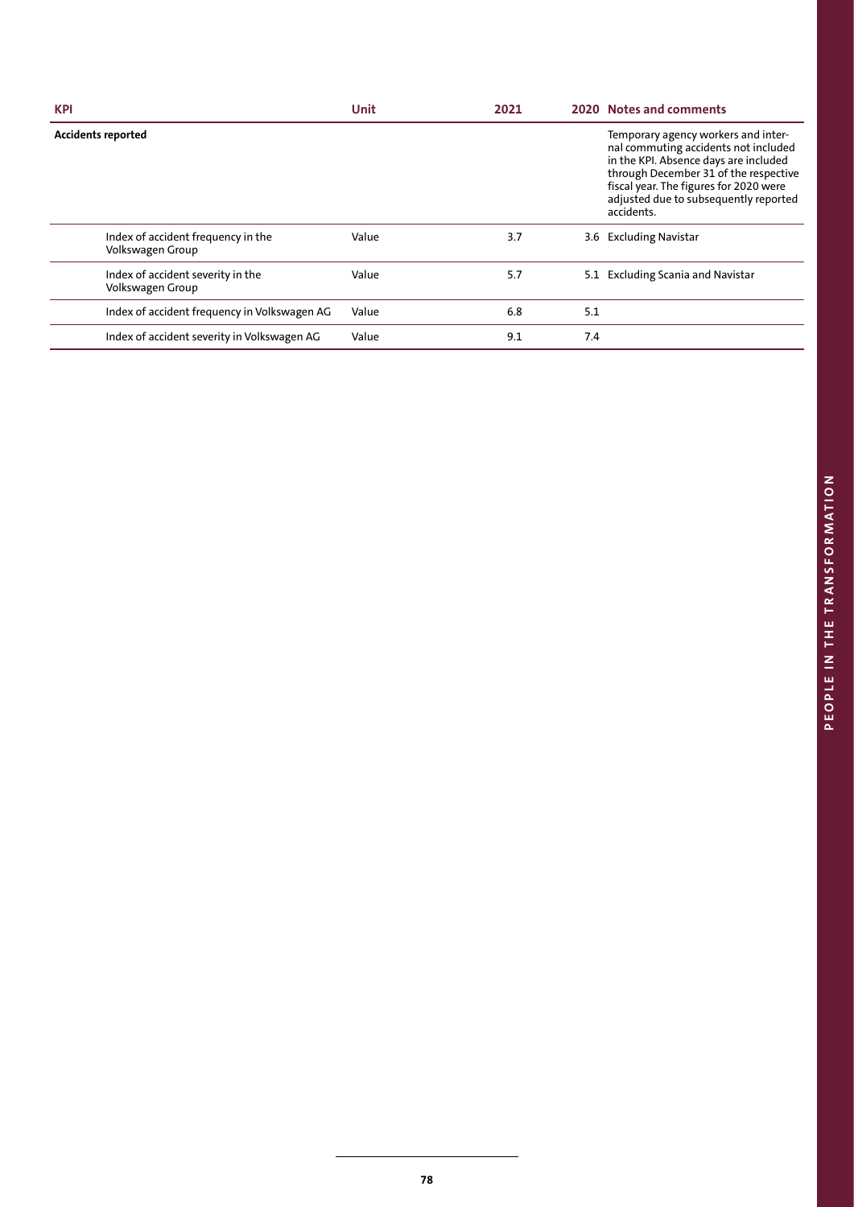| KPI | Unit | 2021 | 2020 | Notes and comments |
|---|---|---|---|---|
| **Accidents reported** | | | | Temporary agency workers and internal commuting accidents not included in the KPI. Absence days are included through December 31 of the respective fiscal year. The figures for 2020 were adjusted due to subsequently reported accidents. |
| Index of accident frequency in the Volkswagen Group | Value | 3.7 | 3.6 | Excluding Navistar |
| Index of accident severity in the Volkswagen Group | Value | 5.7 | 5.1 | Excluding Scania and Navistar |
| Index of accident frequency in Volkswagen AG | Value | 6.8 | 5.1 | |
| Index of accident severity in Volkswagen AG | Value | 9.1 | 7.4 | |